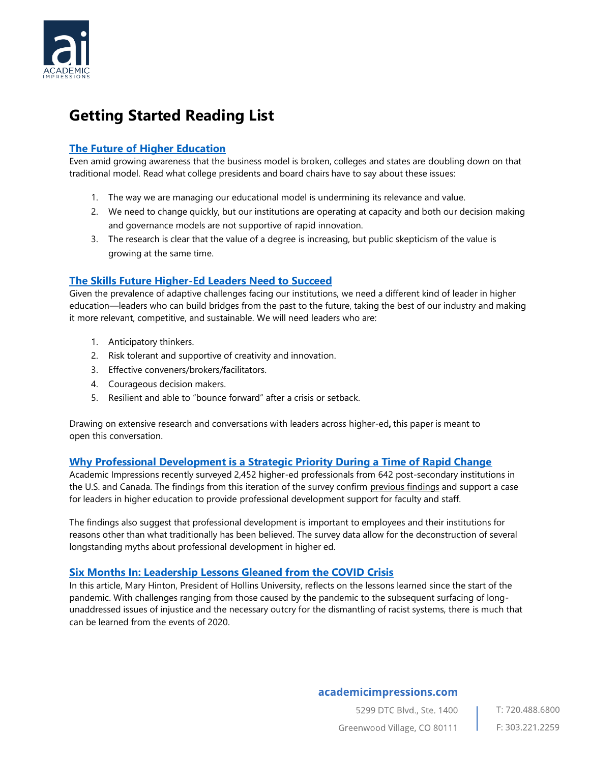# Getting Started Reading List

## The Future of Higher Education

Even amid growing awareness that the business model is broken, colleges and states are doubling down on that traditional model. Read what college presidents and board chairs have to say about these issues:

1. The way we are managing our educational model is undermining its relevance and value.
2. We need to change quickly, but our institutions are operating at capacity and both our decision making and governance models are not supportive of rapid innovation.
3. The research is clear that the value of a degree is increasing, but public skepticism of the value is growing at the same time.

## The Skills Future Higher-Ed Leaders Need to Succeed

Given the prevalence of adaptive challenges facing our institutions, we need a different kind of leader in higher education—leaders who can build bridges from the past to the future, taking the best of our industry and making it more relevant, competitive, and sustainable. We will need leaders who are:

1. Anticipatory thinkers.
2. Risk tolerant and supportive of creativity and innovation.
3. Effective conveners/brokers/facilitators.
4. Courageous decision makers.
5. Resilient and able to "bounce forward" after a crisis or setback.

Drawing on extensive research and conversations with leaders across higher-ed**,** this paper is meant to open this conversation.

## Why Professional Development is a Strategic Priority During a Time of Rapid Change

Academic Impressions recently surveyed 2,452 higher-ed professionals from 642 post-secondary institutions in the U.S. and Canada. The findings from this iteration of the survey confirm previous findings and support a case for leaders in higher education to provide professional development support for faculty and staff.

The findings also suggest that professional development is important to employees and their institutions for reasons other than what traditionally has been believed. The survey data allow for the deconstruction of several longstanding myths about professional development in higher ed.

## Six Months In: Leadership Lessons Gleaned from the COVID Crisis

In this article, Mary Hinton, President of Hollins University, reflects on the lessons learned since the start of the pandemic. With challenges ranging from those caused by the pandemic to the subsequent surfacing of long-unaddressed issues of injustice and the necessary outcry for the dismantling of racist systems, there is much that can be learned from the events of 2020.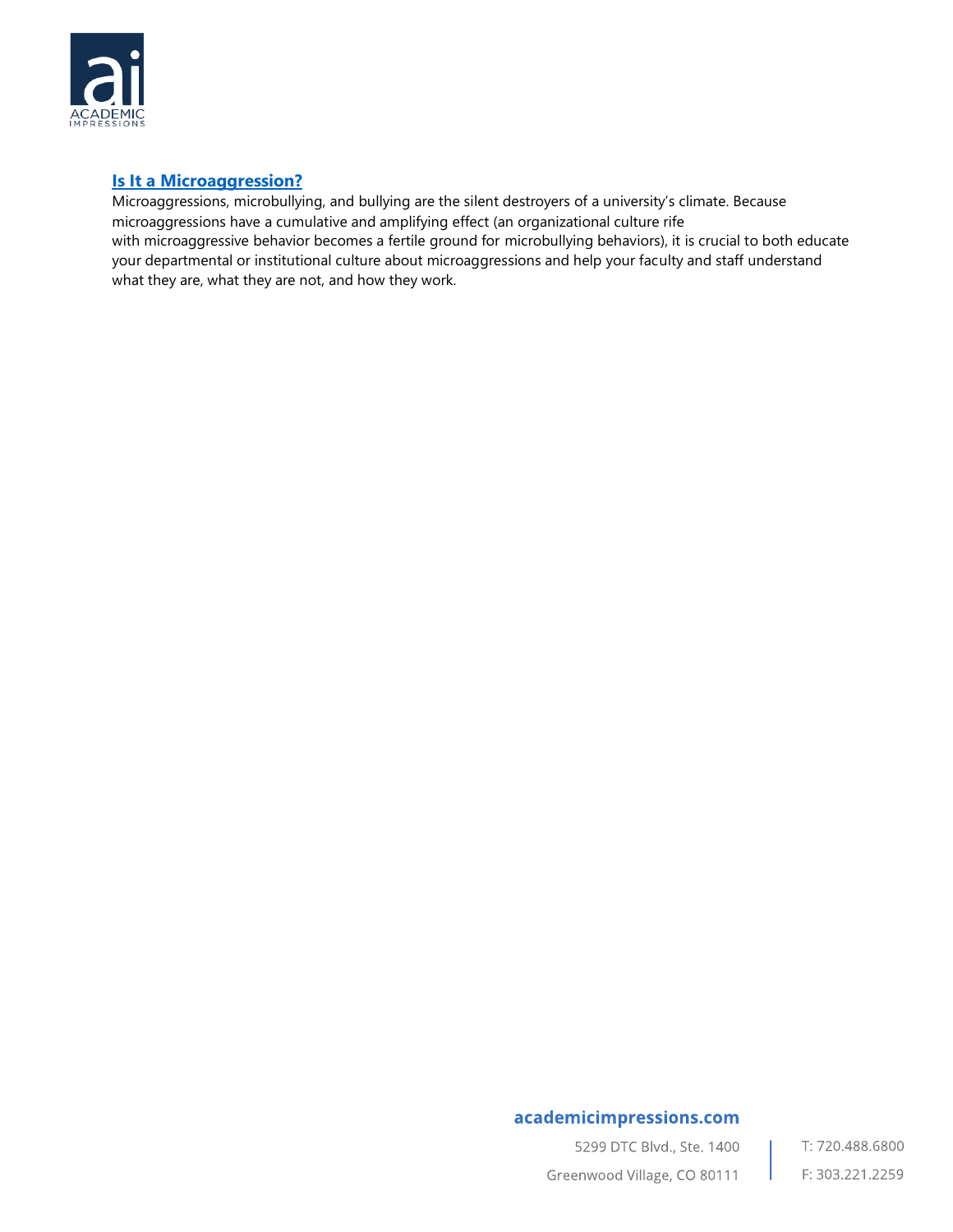## [Is It a Microaggression?]

Microaggressions, microbullying, and bullying are the silent destroyers of a university's climate. Because microaggressions have a cumulative and amplifying effect (an organizational culture rife with microaggressive behavior becomes a fertile ground for microbullying behaviors), it is crucial to both educate your departmental or institutional culture about microaggressions and help your faculty and staff understand what they are, what they are not, and how they work.